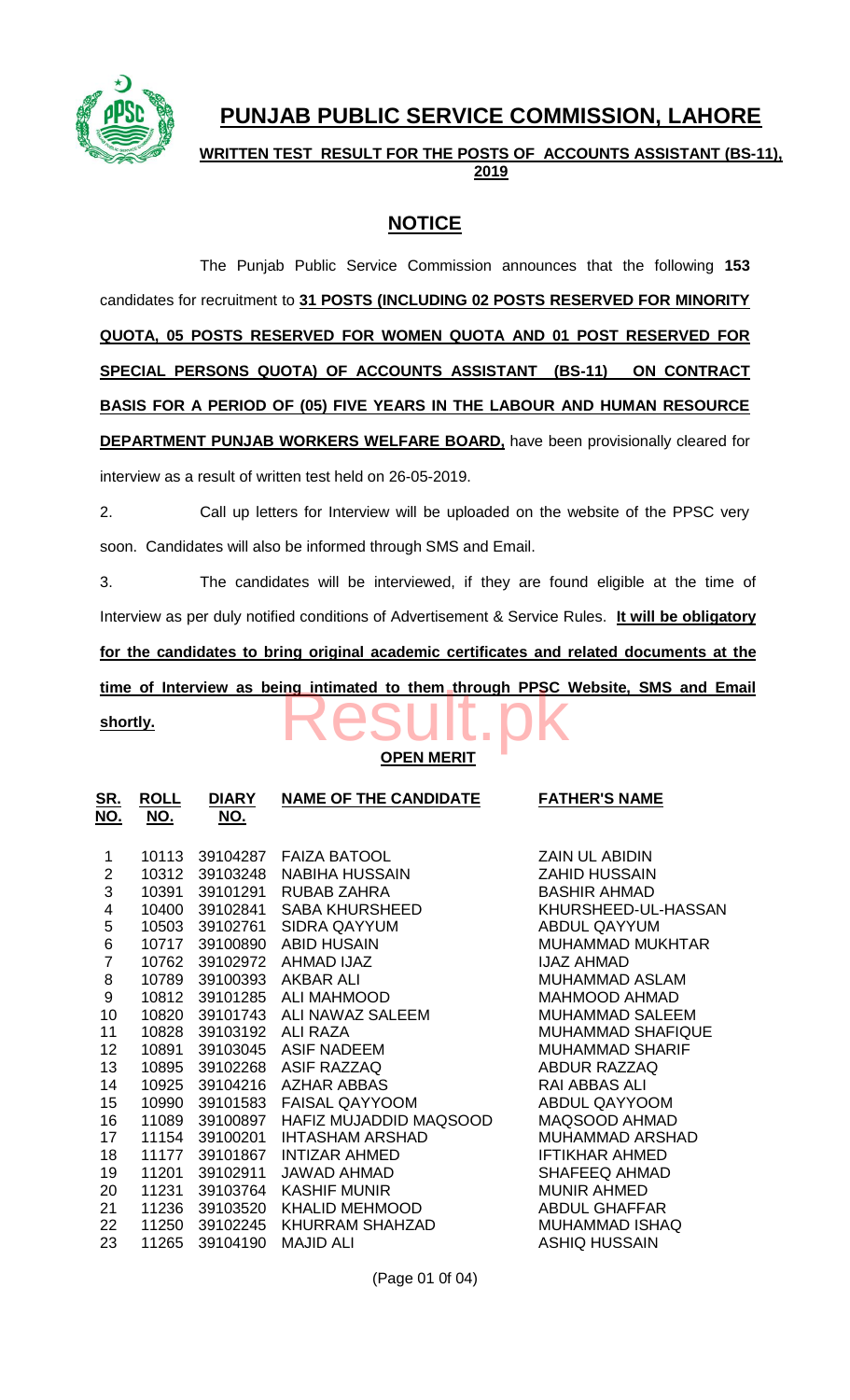# PUNJAB PUBLIC SERVICE COMMISSION, LAHORE

**WRITTEN TEST RESULT FOR THE POSTS OF ACCOUNTS ASSISTANT (BS-11), 2019**

## NOTICE

The Punjab Public Service Commission announces that the following **153** candidates for recruitment to **31 POSTS (INCLUDING 02 POSTS RESERVED FOR MINORITY QUOTA, 05 POSTS RESERVED FOR WOMEN QUOTA AND 01 POST RESERVED FOR SPECIAL PERSONS QUOTA) OF ACCOUNTS ASSISTANT (BS-11) ON CONTRACT BASIS FOR A PERIOD OF (05) FIVE YEARS IN THE LABOUR AND HUMAN RESOURCE DEPARTMENT PUNJAB WORKERS WELFARE BOARD,** have been provisionally cleared for interview as a result of written test held on 26-05-2019.

2. Call up letters for Interview will be uploaded on the website of the PPSC very soon. Candidates will also be informed through SMS and Email.

3. The candidates will be interviewed, if they are found eligible at the time of Interview as per duly notified conditions of Advertisement & Service Rules. **It will be obligatory for the candidates to bring original academic certificates and related documents at the time of Interview as being intimated to them through PPSC Website, SMS and Email shortly.**

**OPEN MERIT**

| SR. NO. | ROLL NO. | DIARY NO. | NAME OF THE CANDIDATE | FATHER'S NAME |
|---|---|---|---|---|
| 1 | 10113 | 39104287 | FAIZA BATOOL | ZAIN UL ABIDIN |
| 2 | 10312 | 39103248 | NABIHA HUSSAIN | ZAHID HUSSAIN |
| 3 | 10391 | 39101291 | RUBAB ZAHRA | BASHIR AHMAD |
| 4 | 10400 | 39102841 | SABA KHURSHEED | KHURSHEED-UL-HASSAN |
| 5 | 10503 | 39102761 | SIDRA QAYYUM | ABDUL QAYYUM |
| 6 | 10717 | 39100890 | ABID HUSAIN | MUHAMMAD MUKHTAR |
| 7 | 10762 | 39102972 | AHMAD IJAZ | IJAZ AHMAD |
| 8 | 10789 | 39100393 | AKBAR ALI | MUHAMMAD ASLAM |
| 9 | 10812 | 39101285 | ALI MAHMOOD | MAHMOOD AHMAD |
| 10 | 10820 | 39101743 | ALI NAWAZ SALEEM | MUHAMMAD SALEEM |
| 11 | 10828 | 39103192 | ALI RAZA | MUHAMMAD SHAFIQUE |
| 12 | 10891 | 39103045 | ASIF NADEEM | MUHAMMAD SHARIF |
| 13 | 10895 | 39102268 | ASIF RAZZAQ | ABDUR RAZZAQ |
| 14 | 10925 | 39104216 | AZHAR ABBAS | RAI ABBAS ALI |
| 15 | 10990 | 39101583 | FAISAL QAYYOOM | ABDUL QAYYOOM |
| 16 | 11089 | 39100897 | HAFIZ MUJADDID MAQSOOD | MAQSOOD AHMAD |
| 17 | 11154 | 39100201 | IHTASHAM ARSHAD | MUHAMMAD ARSHAD |
| 18 | 11177 | 39101867 | INTIZAR AHMED | IFTIKHAR AHMED |
| 19 | 11201 | 39102911 | JAWAD AHMAD | SHAFEEQ AHMAD |
| 20 | 11231 | 39103764 | KASHIF MUNIR | MUNIR AHMED |
| 21 | 11236 | 39103520 | KHALID MEHMOOD | ABDUL GHAFFAR |
| 22 | 11250 | 39102245 | KHURRAM SHAHZAD | MUHAMMAD ISHAQ |
| 23 | 11265 | 39104190 | MAJID ALI | ASHIQ HUSSAIN |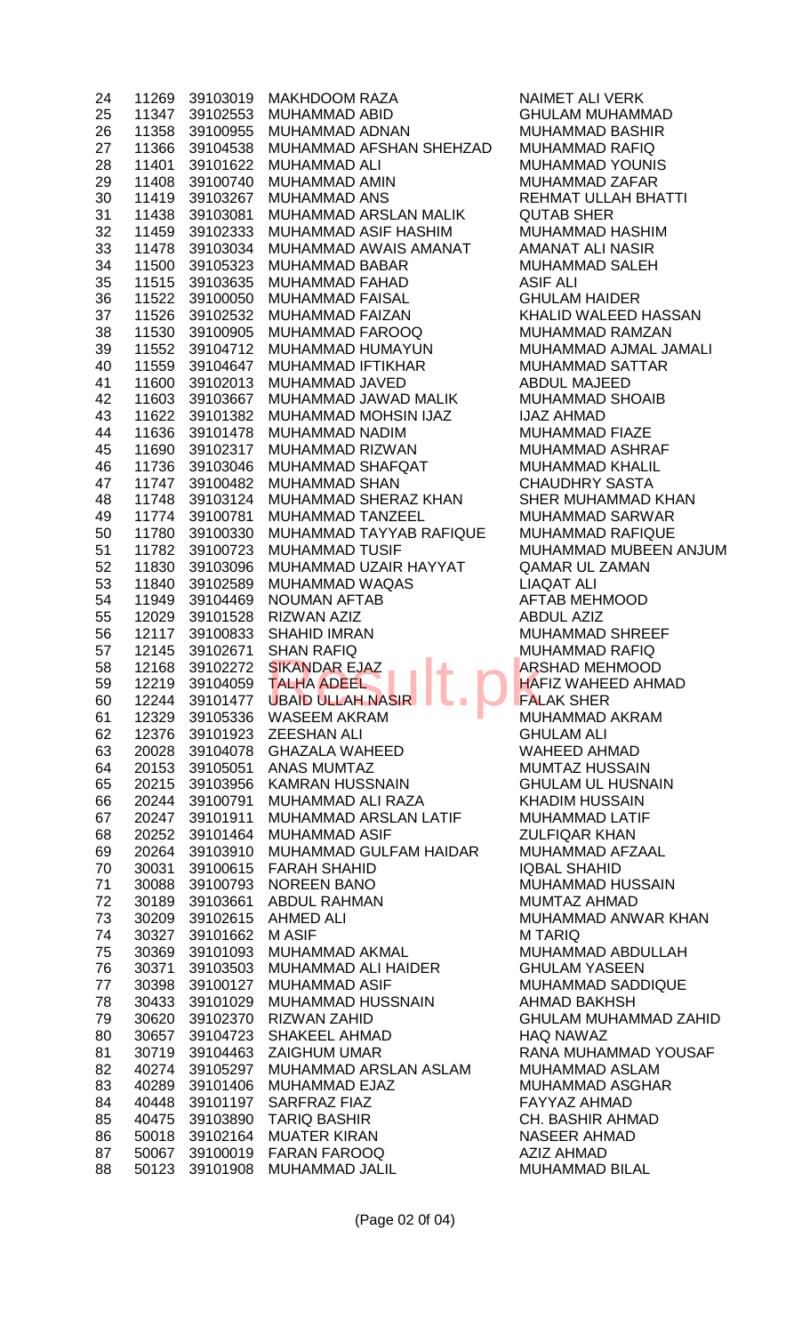| | | | | |
|---|---|---|---|---|
| 24 | 11269 | 39103019 | MAKHDOOM RAZA | NAIMET ALI VERK |
| 25 | 11347 | 39102553 | MUHAMMAD ABID | GHULAM MUHAMMAD |
| 26 | 11358 | 39100955 | MUHAMMAD ADNAN | MUHAMMAD BASHIR |
| 27 | 11366 | 39104538 | MUHAMMAD AFSHAN SHEHZAD | MUHAMMAD RAFIQ |
| 28 | 11401 | 39101622 | MUHAMMAD ALI | MUHAMMAD YOUNIS |
| 29 | 11408 | 39100740 | MUHAMMAD AMIN | MUHAMMAD ZAFAR |
| 30 | 11419 | 39103267 | MUHAMMAD ANS | REHMAT ULLAH BHATTI |
| 31 | 11438 | 39103081 | MUHAMMAD ARSLAN MALIK | QUTAB SHER |
| 32 | 11459 | 39102333 | MUHAMMAD ASIF HASHIM | MUHAMMAD HASHIM |
| 33 | 11478 | 39103034 | MUHAMMAD AWAIS AMANAT | AMANAT ALI NASIR |
| 34 | 11500 | 39105323 | MUHAMMAD BABAR | MUHAMMAD SALEH |
| 35 | 11515 | 39103635 | MUHAMMAD FAHAD | ASIF ALI |
| 36 | 11522 | 39100050 | MUHAMMAD FAISAL | GHULAM HAIDER |
| 37 | 11526 | 39102532 | MUHAMMAD FAIZAN | KHALID WALEED HASSAN |
| 38 | 11530 | 39100905 | MUHAMMAD FAROOQ | MUHAMMAD RAMZAN |
| 39 | 11552 | 39104712 | MUHAMMAD HUMAYUN | MUHAMMAD AJMAL JAMALI |
| 40 | 11559 | 39104647 | MUHAMMAD IFTIKHAR | MUHAMMAD SATTAR |
| 41 | 11600 | 39102013 | MUHAMMAD JAVED | ABDUL MAJEED |
| 42 | 11603 | 39103667 | MUHAMMAD JAWAD MALIK | MUHAMMAD SHOAIB |
| 43 | 11622 | 39101382 | MUHAMMAD MOHSIN IJAZ | IJAZ AHMAD |
| 44 | 11636 | 39101478 | MUHAMMAD NADIM | MUHAMMAD FIAZE |
| 45 | 11690 | 39102317 | MUHAMMAD RIZWAN | MUHAMMAD ASHRAF |
| 46 | 11736 | 39103046 | MUHAMMAD SHAFQAT | MUHAMMAD KHALIL |
| 47 | 11747 | 39100482 | MUHAMMAD SHAN | CHAUDHRY SASTA |
| 48 | 11748 | 39103124 | MUHAMMAD SHERAZ KHAN | SHER MUHAMMAD KHAN |
| 49 | 11774 | 39100781 | MUHAMMAD TANZEEL | MUHAMMAD SARWAR |
| 50 | 11780 | 39100330 | MUHAMMAD TAYYAB RAFIQUE | MUHAMMAD RAFIQUE |
| 51 | 11782 | 39100723 | MUHAMMAD TUSIF | MUHAMMAD MUBEEN ANJUM |
| 52 | 11830 | 39103096 | MUHAMMAD UZAIR HAYYAT | QAMAR UL ZAMAN |
| 53 | 11840 | 39102589 | MUHAMMAD WAQAS | LIAQAT ALI |
| 54 | 11949 | 39104469 | NOUMAN AFTAB | AFTAB MEHMOOD |
| 55 | 12029 | 39101528 | RIZWAN AZIZ | ABDUL AZIZ |
| 56 | 12117 | 39100833 | SHAHID IMRAN | MUHAMMAD SHREEF |
| 57 | 12145 | 39102671 | SHAN RAFIQ | MUHAMMAD RAFIQ |
| 58 | 12168 | 39102272 | SIKANDAR EJAZ | ARSHAD MEHMOOD |
| 59 | 12219 | 39104059 | TALHA ADEEL | HAFIZ WAHEED AHMAD |
| 60 | 12244 | 39101477 | UBAID ULLAH NASIR | FALAK SHER |
| 61 | 12329 | 39105336 | WASEEM AKRAM | MUHAMMAD AKRAM |
| 62 | 12376 | 39101923 | ZEESHAN ALI | GHULAM ALI |
| 63 | 20028 | 39104078 | GHAZALA WAHEED | WAHEED AHMAD |
| 64 | 20153 | 39105051 | ANAS MUMTAZ | MUMTAZ HUSSAIN |
| 65 | 20215 | 39103956 | KAMRAN HUSSNAIN | GHULAM UL HUSNAIN |
| 66 | 20244 | 39100791 | MUHAMMAD ALI RAZA | KHADIM HUSSAIN |
| 67 | 20247 | 39101911 | MUHAMMAD ARSLAN LATIF | MUHAMMAD LATIF |
| 68 | 20252 | 39101464 | MUHAMMAD ASIF | ZULFIQAR KHAN |
| 69 | 20264 | 39103910 | MUHAMMAD GULFAM HAIDAR | MUHAMMAD AFZAAL |
| 70 | 30031 | 39100615 | FARAH SHAHID | IQBAL SHAHID |
| 71 | 30088 | 39100793 | NOREEN BANO | MUHAMMAD HUSSAIN |
| 72 | 30189 | 39103661 | ABDUL RAHMAN | MUMTAZ AHMAD |
| 73 | 30209 | 39102615 | AHMED ALI | MUHAMMAD ANWAR KHAN |
| 74 | 30327 | 39101662 | M ASIF | M TARIQ |
| 75 | 30369 | 39101093 | MUHAMMAD AKMAL | MUHAMMAD ABDULLAH |
| 76 | 30371 | 39103503 | MUHAMMAD ALI HAIDER | GHULAM YASEEN |
| 77 | 30398 | 39100127 | MUHAMMAD ASIF | MUHAMMAD SADDIQUE |
| 78 | 30433 | 39101029 | MUHAMMAD HUSSNAIN | AHMAD BAKHSH |
| 79 | 30620 | 39102370 | RIZWAN ZAHID | GHULAM MUHAMMAD ZAHID |
| 80 | 30657 | 39104723 | SHAKEEL AHMAD | HAQ NAWAZ |
| 81 | 30719 | 39104463 | ZAIGHUM UMAR | RANA MUHAMMAD YOUSAF |
| 82 | 40274 | 39105297 | MUHAMMAD ARSLAN ASLAM | MUHAMMAD ASLAM |
| 83 | 40289 | 39101406 | MUHAMMAD EJAZ | MUHAMMAD ASGHAR |
| 84 | 40448 | 39101197 | SARFRAZ FIAZ | FAYYAZ AHMAD |
| 85 | 40475 | 39103890 | TARIQ BASHIR | CH. BASHIR AHMAD |
| 86 | 50018 | 39102164 | MUATER KIRAN | NASEER AHMAD |
| 87 | 50067 | 39100019 | FARAN FAROOQ | AZIZ AHMAD |
| 88 | 50123 | 39101908 | MUHAMMAD JALIL | MUHAMMAD BILAL |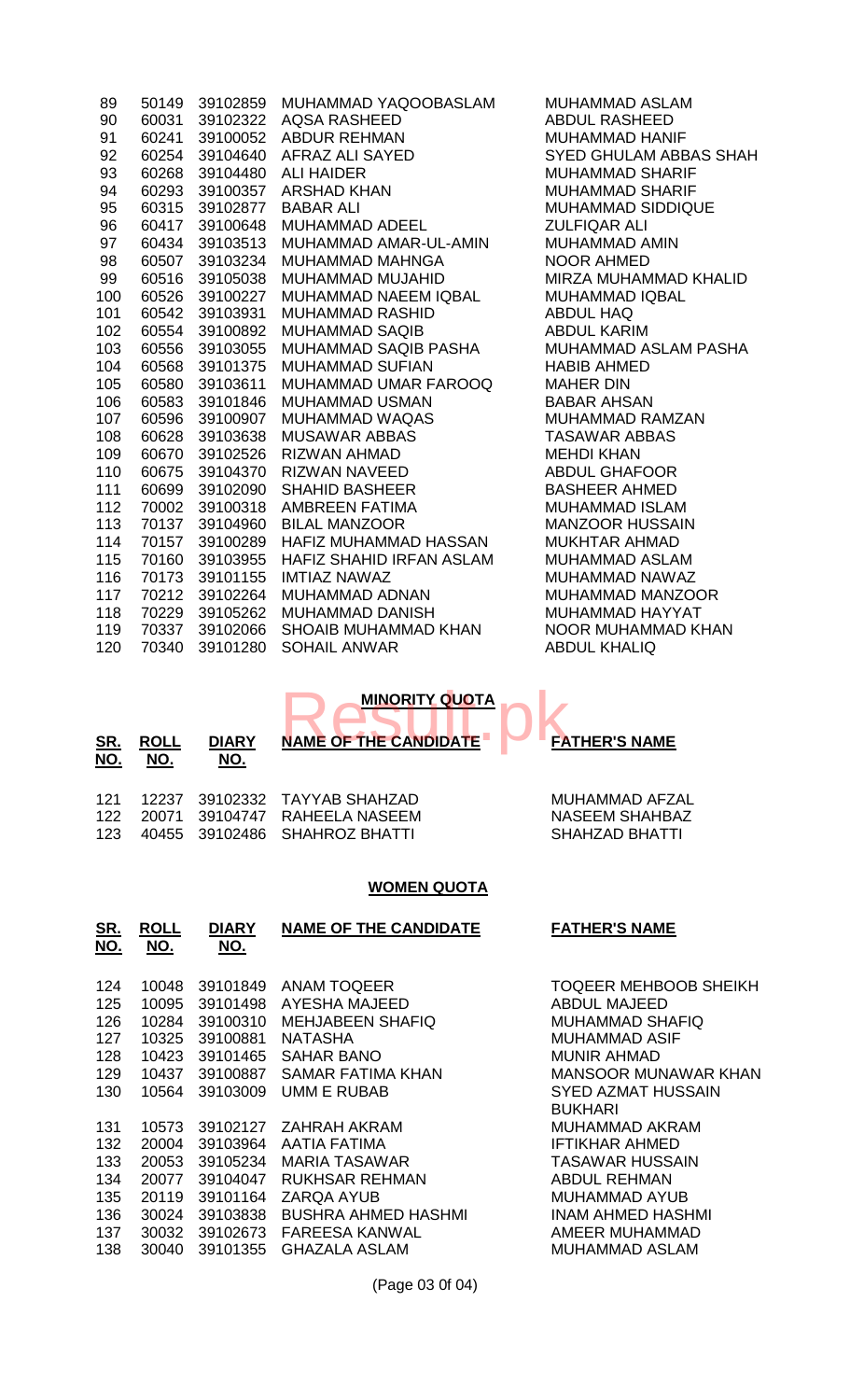| SR. NO. | ROLL NO. | DIARY NO. | NAME OF THE CANDIDATE | FATHER'S NAME |
|---|---|---|---|---|
| 89 | 50149 | 39102859 | MUHAMMAD YAQOOBASLAM | MUHAMMAD ASLAM |
| 90 | 60031 | 39102322 | AQSA RASHEED | ABDUL RASHEED |
| 91 | 60241 | 39100052 | ABDUR REHMAN | MUHAMMAD HANIF |
| 92 | 60254 | 39104640 | AFRAZ ALI SAYED | SYED GHULAM ABBAS SHAH |
| 93 | 60268 | 39104480 | ALI HAIDER | MUHAMMAD SHARIF |
| 94 | 60293 | 39100357 | ARSHAD KHAN | MUHAMMAD SHARIF |
| 95 | 60315 | 39102877 | BABAR ALI | MUHAMMAD SIDDIQUE |
| 96 | 60417 | 39100648 | MUHAMMAD ADEEL | ZULFIQAR ALI |
| 97 | 60434 | 39103513 | MUHAMMAD AMAR-UL-AMIN | MUHAMMAD AMIN |
| 98 | 60507 | 39103234 | MUHAMMAD MAHNGA | NOOR AHMED |
| 99 | 60516 | 39105038 | MUHAMMAD MUJAHID | MIRZA MUHAMMAD KHALID |
| 100 | 60526 | 39100227 | MUHAMMAD NAEEM IQBAL | MUHAMMAD IQBAL |
| 101 | 60542 | 39103931 | MUHAMMAD RASHID | ABDUL HAQ |
| 102 | 60554 | 39100892 | MUHAMMAD SAQIB | ABDUL KARIM |
| 103 | 60556 | 39103055 | MUHAMMAD SAQIB PASHA | MUHAMMAD ASLAM PASHA |
| 104 | 60568 | 39101375 | MUHAMMAD SUFIAN | HABIB AHMED |
| 105 | 60580 | 39103611 | MUHAMMAD UMAR FAROOQ | MAHER DIN |
| 106 | 60583 | 39101846 | MUHAMMAD USMAN | BABAR AHSAN |
| 107 | 60596 | 39100907 | MUHAMMAD WAQAS | MUHAMMAD RAMZAN |
| 108 | 60628 | 39103638 | MUSAWAR ABBAS | TASAWAR ABBAS |
| 109 | 60670 | 39102526 | RIZWAN AHMAD | MEHDI KHAN |
| 110 | 60675 | 39104370 | RIZWAN NAVEED | ABDUL GHAFOOR |
| 111 | 60699 | 39102090 | SHAHID BASHEER | BASHEER AHMED |
| 112 | 70002 | 39100318 | AMBREEN FATIMA | MUHAMMAD ISLAM |
| 113 | 70137 | 39104960 | BILAL MANZOOR | MANZOOR HUSSAIN |
| 114 | 70157 | 39100289 | HAFIZ MUHAMMAD HASSAN | MUKHTAR AHMAD |
| 115 | 70160 | 39103955 | HAFIZ SHAHID IRFAN ASLAM | MUHAMMAD ASLAM |
| 116 | 70173 | 39101155 | IMTIAZ NAWAZ | MUHAMMAD NAWAZ |
| 117 | 70212 | 39102264 | MUHAMMAD ADNAN | MUHAMMAD MANZOOR |
| 118 | 70229 | 39105262 | MUHAMMAD DANISH | MUHAMMAD HAYYAT |
| 119 | 70337 | 39102066 | SHOAIB MUHAMMAD KHAN | NOOR MUHAMMAD KHAN |
| 120 | 70340 | 39101280 | SOHAIL ANWAR | ABDUL KHALIQ |

## MINORITY QUOTA

| SR. NO. | ROLL NO. | DIARY NO. | NAME OF THE CANDIDATE | FATHER'S NAME |
|---|---|---|---|---|
| 121 | 12237 | 39102332 | TAYYAB SHAHZAD | MUHAMMAD AFZAL |
| 122 | 20071 | 39104747 | RAHEELA NASEEM | NASEEM SHAHBAZ |
| 123 | 40455 | 39102486 | SHAHROZ BHATTI | SHAHZAD BHATTI |

## WOMEN QUOTA

| SR. NO. | ROLL NO. | DIARY NO. | NAME OF THE CANDIDATE | FATHER'S NAME |
|---|---|---|---|---|
| 124 | 10048 | 39101849 | ANAM TOQEER | TOQEER MEHBOOB SHEIKH |
| 125 | 10095 | 39101498 | AYESHA MAJEED | ABDUL MAJEED |
| 126 | 10284 | 39100310 | MEHJABEEN SHAFIQ | MUHAMMAD SHAFIQ |
| 127 | 10325 | 39100881 | NATASHA | MUHAMMAD ASIF |
| 128 | 10423 | 39101465 | SAHAR BANO | MUNIR AHMAD |
| 129 | 10437 | 39100887 | SAMAR FATIMA KHAN | MANSOOR MUNAWAR KHAN |
| 130 | 10564 | 39103009 | UMM E RUBAB | SYED AZMAT HUSSAIN BUKHARI |
| 131 | 10573 | 39102127 | ZAHRAH AKRAM | MUHAMMAD AKRAM |
| 132 | 20004 | 39103964 | AATIA FATIMA | IFTIKHAR AHMED |
| 133 | 20053 | 39105234 | MARIA TASAWAR | TASAWAR HUSSAIN |
| 134 | 20077 | 39104047 | RUKHSAR REHMAN | ABDUL REHMAN |
| 135 | 20119 | 39101164 | ZARQA AYUB | MUHAMMAD AYUB |
| 136 | 30024 | 39103838 | BUSHRA AHMED HASHMI | INAM AHMED HASHMI |
| 137 | 30032 | 39102673 | FAREESA KANWAL | AMEER MUHAMMAD |
| 138 | 30040 | 39101355 | GHAZALA ASLAM | MUHAMMAD ASLAM |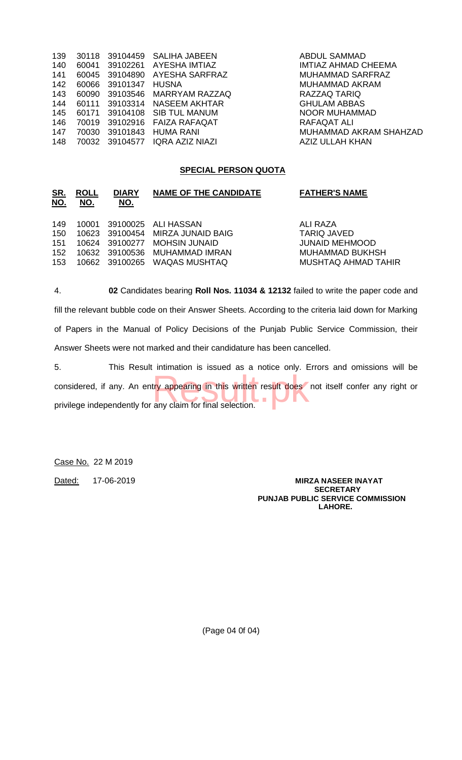| | | | | |
|---|---|---|---|---|
| 139 | 30118 | 39104459 | SALIHA JABEEN | ABDUL SAMMAD |
| 140 | 60041 | 39102261 | AYESHA IMTIAZ | IMTIAZ AHMAD CHEEMA |
| 141 | 60045 | 39104890 | AYESHA SARFRAZ | MUHAMMAD SARFRAZ |
| 142 | 60066 | 39101347 | HUSNA | MUHAMMAD AKRAM |
| 143 | 60090 | 39103546 | MARRYAM RAZZAQ | RAZZAQ TARIQ |
| 144 | 60111 | 39103314 | NASEEM AKHTAR | GHULAM ABBAS |
| 145 | 60171 | 39104108 | SIB TUL MANUM | NOOR MUHAMMAD |
| 146 | 70019 | 39102916 | FAIZA RAFAQAT | RAFAQAT ALI |
| 147 | 70030 | 39101843 | HUMA RANI | MUHAMMAD AKRAM SHAHZAD |
| 148 | 70032 | 39104577 | IQRA AZIZ NIAZI | AZIZ ULLAH KHAN |

## SPECIAL PERSON QUOTA

| SR. NO. | ROLL NO. | DIARY NO. | NAME OF THE CANDIDATE | FATHER'S NAME |
|---|---|---|---|---|
| 149 | 10001 | 39100025 | ALI HASSAN | ALI RAZA |
| 150 | 10623 | 39100454 | MIRZA JUNAID BAIG | TARIQ JAVED |
| 151 | 10624 | 39100277 | MOHSIN JUNAID | JUNAID MEHMOOD |
| 152 | 10632 | 39100536 | MUHAMMAD IMRAN | MUHAMMAD BUKHSH |
| 153 | 10662 | 39100265 | WAQAS MUSHTAQ | MUSHTAQ AHMAD TAHIR |

4. **02** Candidates bearing **Roll Nos. 11034 & 12132** failed to write the paper code and fill the relevant bubble code on their Answer Sheets. According to the criteria laid down for Marking of Papers in the Manual of Policy Decisions of the Punjab Public Service Commission, their Answer Sheets were not marked and their candidature has been cancelled.

5. This Result intimation is issued as a notice only. Errors and omissions will be considered, if any. An entry appearing in this written result does not itself confer any right or privilege independently for any claim for final selection.

Case No. 22 M 2019

Dated: 17-06-2019

**MIRZA NASEER INAYAT**
**SECRETARY**
**PUNJAB PUBLIC SERVICE COMMISSION**
**LAHORE.**